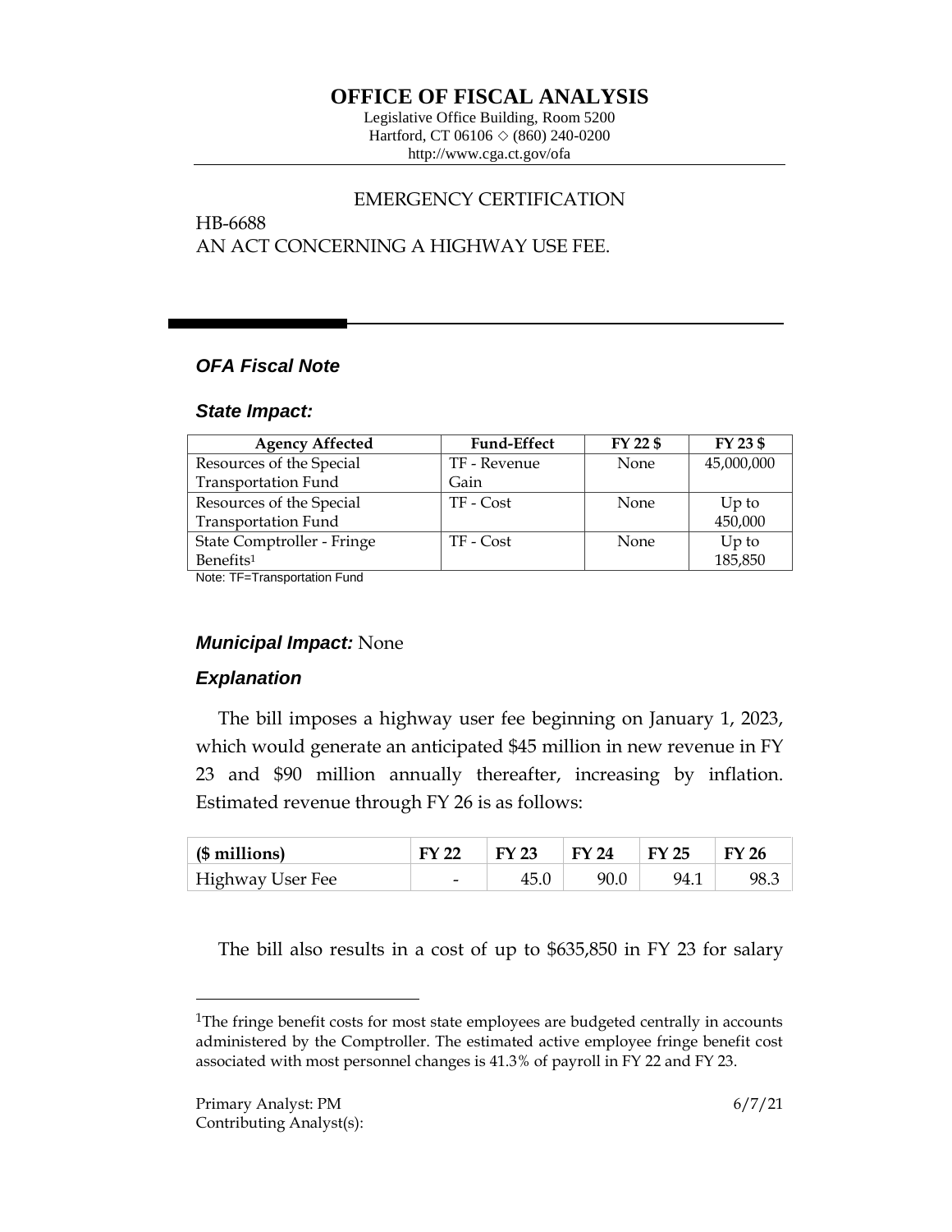# OFFICE OF FISCAL ANALYSIS

Legislative Office Building, Room 5200
Hartford, CT 06106 ◇ (860) 240-0200
http://www.cga.ct.gov/ofa

EMERGENCY CERTIFICATION

HB-6688
AN ACT CONCERNING A HIGHWAY USE FEE.

## *OFA Fiscal Note*

### *State Impact:*

| Agency Affected | Fund-Effect | FY 22 $ | FY 23 $ |
|---|---|---|---|
| Resources of the Special Transportation Fund | TF - Revenue Gain | None | 45,000,000 |
| Resources of the Special Transportation Fund | TF - Cost | None | Up to 450,000 |
| State Comptroller - Fringe Benefits[1] | TF - Cost | None | Up to 185,850 |

Note: TF=Transportation Fund

### *Municipal Impact:* None

### *Explanation*

The bill imposes a highway user fee beginning on January 1, 2023, which would generate an anticipated $45 million in new revenue in FY 23 and $90 million annually thereafter, increasing by inflation. Estimated revenue through FY 26 is as follows:

| ($ millions) | FY 22 | FY 23 | FY 24 | FY 25 | FY 26 |
|---|---|---|---|---|---|
| Highway User Fee | - | 45.0 | 90.0 | 94.1 | 98.3 |

The bill also results in a cost of up to $635,850 in FY 23 for salary

[1]The fringe benefit costs for most state employees are budgeted centrally in accounts administered by the Comptroller. The estimated active employee fringe benefit cost associated with most personnel changes is 41.3% of payroll in FY 22 and FY 23.

Primary Analyst: PM
Contributing Analyst(s):

6/7/21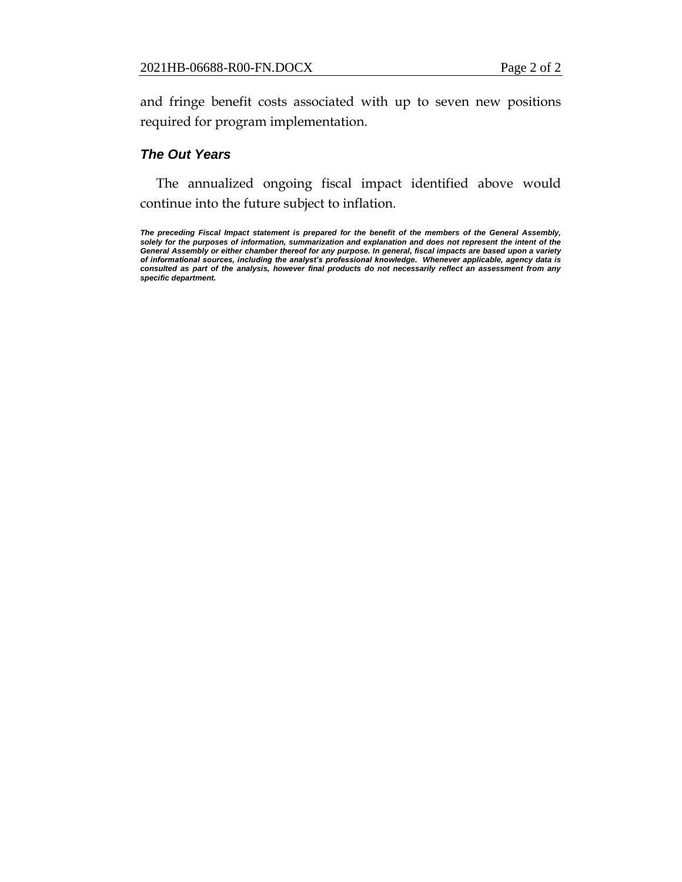and fringe benefit costs associated with up to seven new positions required for program implementation.

### *The Out Years*

The annualized ongoing fiscal impact identified above would continue into the future subject to inflation.

***The preceding Fiscal Impact statement is prepared for the benefit of the members of the General Assembly, solely for the purposes of information, summarization and explanation and does not represent the intent of the General Assembly or either chamber thereof for any purpose. In general, fiscal impacts are based upon a variety of informational sources, including the analyst's professional knowledge. Whenever applicable, agency data is consulted as part of the analysis, however final products do not necessarily reflect an assessment from any specific department.***